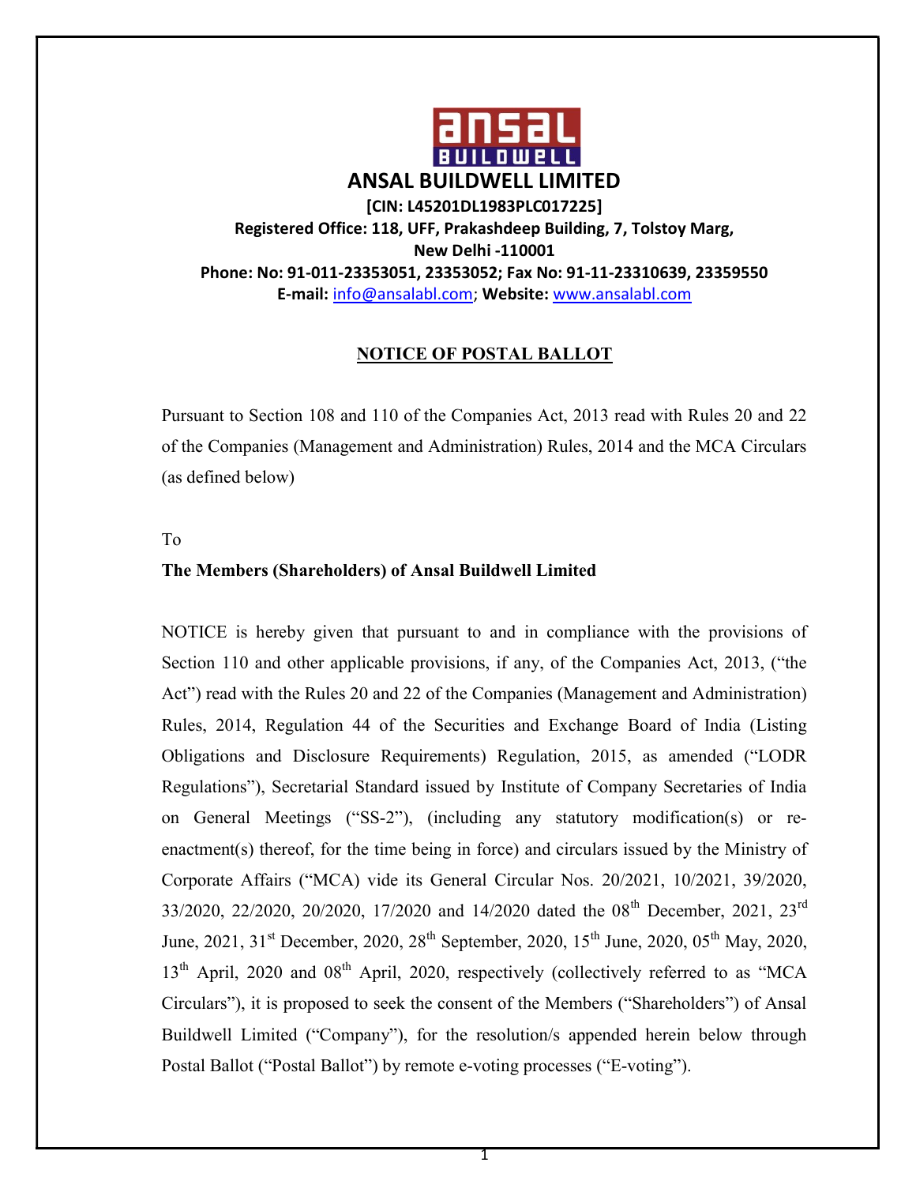# ANSAL BUILDWELL LIMITED

**[CIN: L45201DL1983PLC017225]**
**Registered Office: 118, UFF, Prakashdeep Building, 7, Tolstoy Marg,**
**New Delhi -110001**
**Phone: No: 91-011-23353051, 23353052; Fax No: 91-11-23310639, 23359550**
**E-mail:** info@ansalabl.com; **Website:** www.ansalabl.com

## NOTICE OF POSTAL BALLOT

Pursuant to Section 108 and 110 of the Companies Act, 2013 read with Rules 20 and 22 of the Companies (Management and Administration) Rules, 2014 and the MCA Circulars (as defined below)

To

**The Members (Shareholders) of Ansal Buildwell Limited**

NOTICE is hereby given that pursuant to and in compliance with the provisions of Section 110 and other applicable provisions, if any, of the Companies Act, 2013, ("the Act") read with the Rules 20 and 22 of the Companies (Management and Administration) Rules, 2014, Regulation 44 of the Securities and Exchange Board of India (Listing Obligations and Disclosure Requirements) Regulation, 2015, as amended ("LODR Regulations"), Secretarial Standard issued by Institute of Company Secretaries of India on General Meetings ("SS-2"), (including any statutory modification(s) or re-enactment(s) thereof, for the time being in force) and circulars issued by the Ministry of Corporate Affairs ("MCA) vide its General Circular Nos. 20/2021, 10/2021, 39/2020, 33/2020, 22/2020, 20/2020, 17/2020 and 14/2020 dated the 08th December, 2021, 23rd June, 2021, 31st December, 2020, 28th September, 2020, 15th June, 2020, 05th May, 2020, 13th April, 2020 and 08th April, 2020, respectively (collectively referred to as "MCA Circulars"), it is proposed to seek the consent of the Members ("Shareholders") of Ansal Buildwell Limited ("Company"), for the resolution/s appended herein below through Postal Ballot ("Postal Ballot") by remote e-voting processes ("E-voting").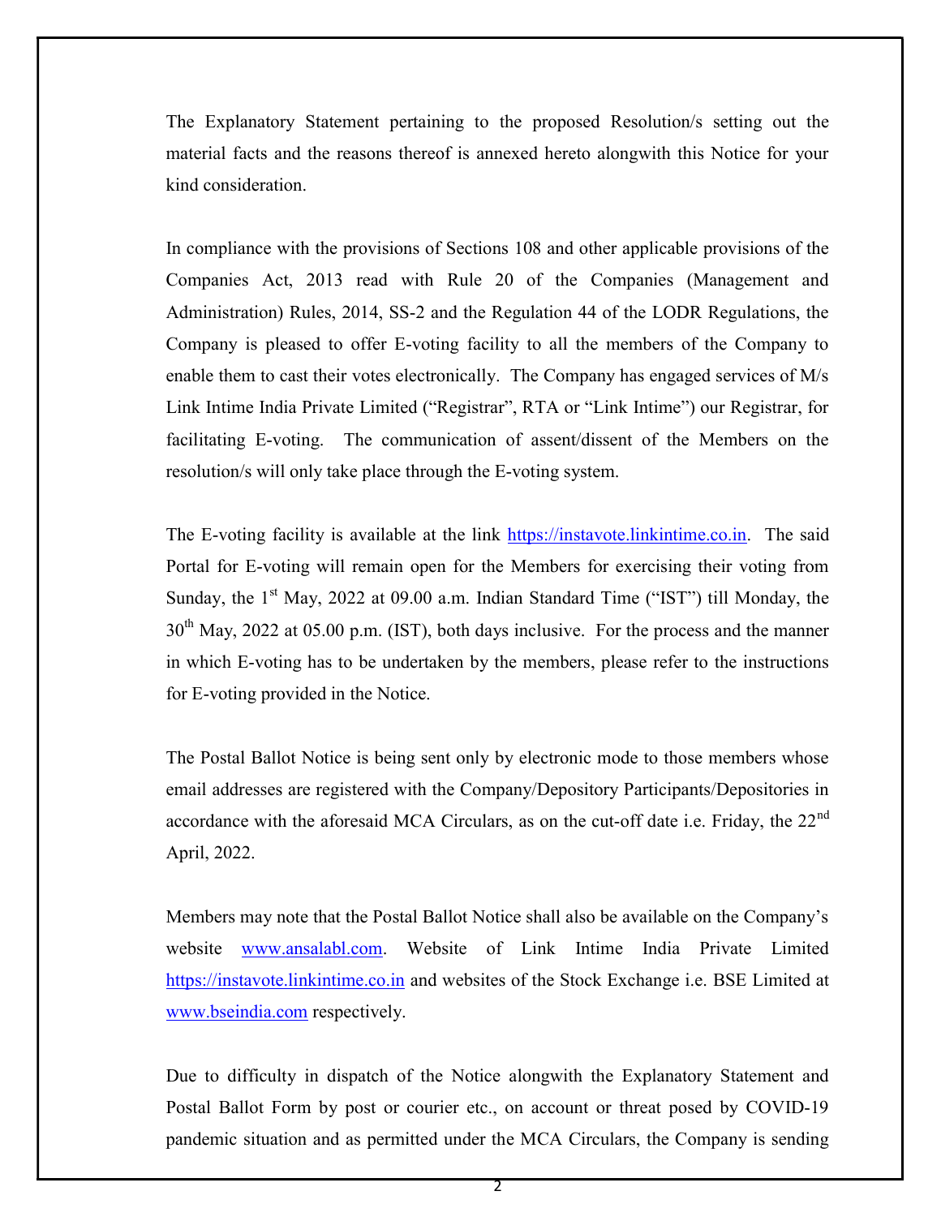The Explanatory Statement pertaining to the proposed Resolution/s setting out the material facts and the reasons thereof is annexed hereto alongwith this Notice for your kind consideration.

In compliance with the provisions of Sections 108 and other applicable provisions of the Companies Act, 2013 read with Rule 20 of the Companies (Management and Administration) Rules, 2014, SS-2 and the Regulation 44 of the LODR Regulations, the Company is pleased to offer E-voting facility to all the members of the Company to enable them to cast their votes electronically. The Company has engaged services of M/s Link Intime India Private Limited ("Registrar", RTA or "Link Intime") our Registrar, for facilitating E-voting. The communication of assent/dissent of the Members on the resolution/s will only take place through the E-voting system.

The E-voting facility is available at the link https://instavote.linkintime.co.in. The said Portal for E-voting will remain open for the Members for exercising their voting from Sunday, the 1st May, 2022 at 09.00 a.m. Indian Standard Time ("IST") till Monday, the 30th May, 2022 at 05.00 p.m. (IST), both days inclusive. For the process and the manner in which E-voting has to be undertaken by the members, please refer to the instructions for E-voting provided in the Notice.

The Postal Ballot Notice is being sent only by electronic mode to those members whose email addresses are registered with the Company/Depository Participants/Depositories in accordance with the aforesaid MCA Circulars, as on the cut-off date i.e. Friday, the 22nd April, 2022.

Members may note that the Postal Ballot Notice shall also be available on the Company's website www.ansalabl.com. Website of Link Intime India Private Limited https://instavote.linkintime.co.in and websites of the Stock Exchange i.e. BSE Limited at www.bseindia.com respectively.

Due to difficulty in dispatch of the Notice alongwith the Explanatory Statement and Postal Ballot Form by post or courier etc., on account or threat posed by COVID-19 pandemic situation and as permitted under the MCA Circulars, the Company is sending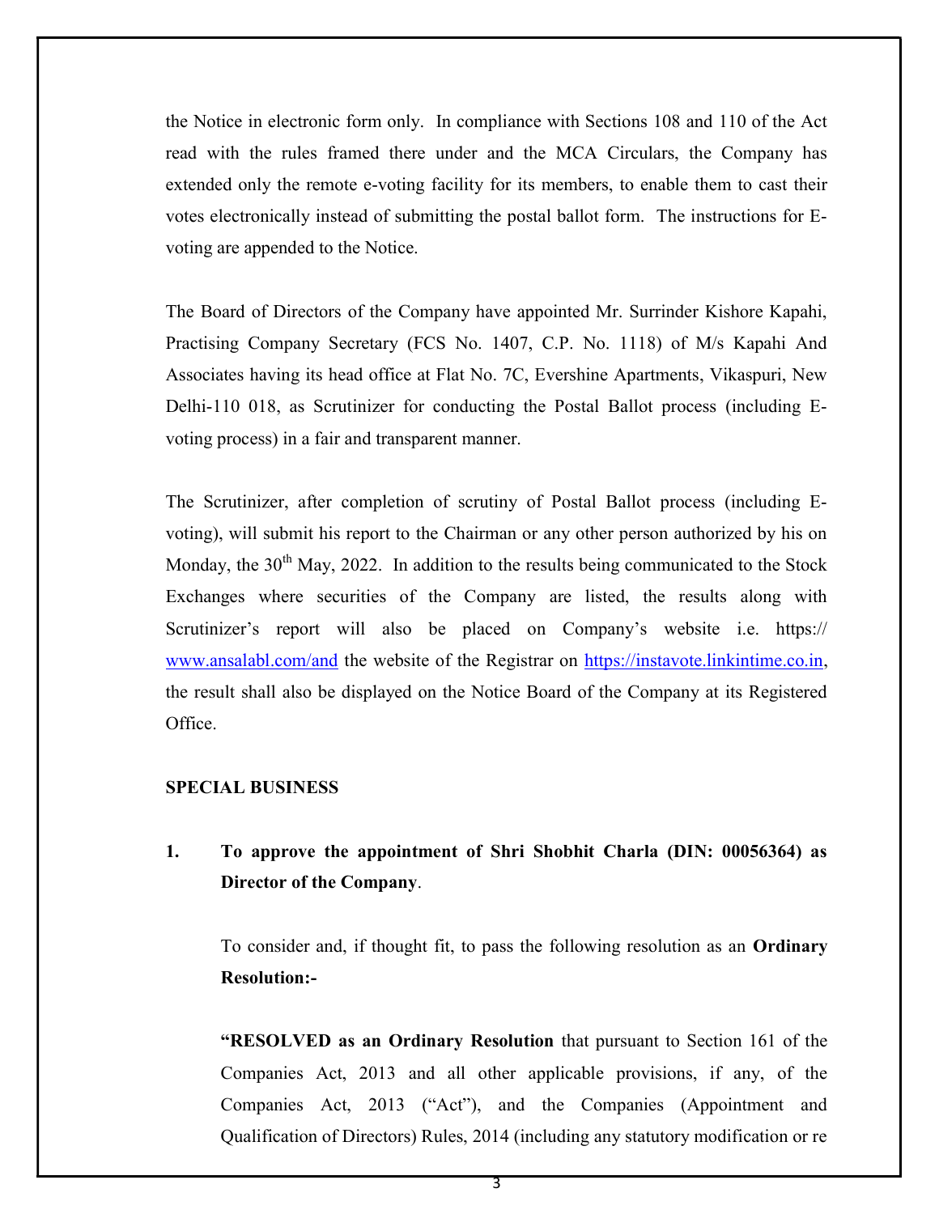the Notice in electronic form only. In compliance with Sections 108 and 110 of the Act read with the rules framed there under and the MCA Circulars, the Company has extended only the remote e-voting facility for its members, to enable them to cast their votes electronically instead of submitting the postal ballot form. The instructions for E-voting are appended to the Notice.

The Board of Directors of the Company have appointed Mr. Surrinder Kishore Kapahi, Practising Company Secretary (FCS No. 1407, C.P. No. 1118) of M/s Kapahi And Associates having its head office at Flat No. 7C, Evershine Apartments, Vikaspuri, New Delhi-110 018, as Scrutinizer for conducting the Postal Ballot process (including E-voting process) in a fair and transparent manner.

The Scrutinizer, after completion of scrutiny of Postal Ballot process (including E-voting), will submit his report to the Chairman or any other person authorized by his on Monday, the 30th May, 2022. In addition to the results being communicated to the Stock Exchanges where securities of the Company are listed, the results along with Scrutinizer's report will also be placed on Company's website i.e. https:// www.ansalabl.com/and the website of the Registrar on https://instavote.linkintime.co.in, the result shall also be displayed on the Notice Board of the Company at its Registered Office.

**SPECIAL BUSINESS**

1. **To approve the appointment of Shri Shobhit Charla (DIN: 00056364) as Director of the Company**.

   To consider and, if thought fit, to pass the following resolution as an **Ordinary Resolution:-**

   **"RESOLVED as an Ordinary Resolution** that pursuant to Section 161 of the Companies Act, 2013 and all other applicable provisions, if any, of the Companies Act, 2013 ("Act"), and the Companies (Appointment and Qualification of Directors) Rules, 2014 (including any statutory modification or re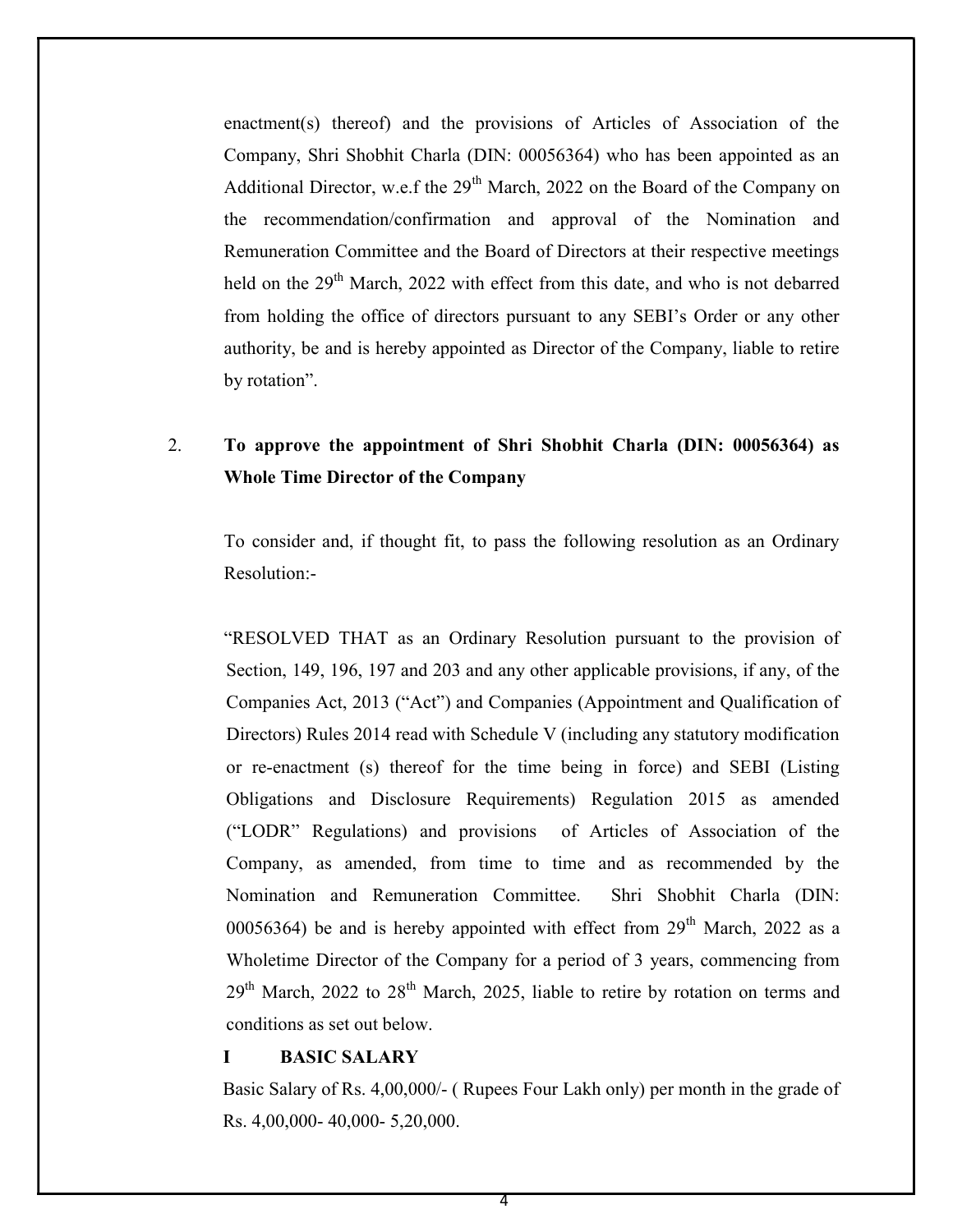enactment(s) thereof) and the provisions of Articles of Association of the Company, Shri Shobhit Charla (DIN: 00056364) who has been appointed as an Additional Director, w.e.f the 29th March, 2022 on the Board of the Company on the recommendation/confirmation and approval of the Nomination and Remuneration Committee and the Board of Directors at their respective meetings held on the 29th March, 2022 with effect from this date, and who is not debarred from holding the office of directors pursuant to any SEBI's Order or any other authority, be and is hereby appointed as Director of the Company, liable to retire by rotation".

2. **To approve the appointment of Shri Shobhit Charla (DIN: 00056364) as Whole Time Director of the Company**

To consider and, if thought fit, to pass the following resolution as an Ordinary Resolution:-

"RESOLVED THAT as an Ordinary Resolution pursuant to the provision of Section, 149, 196, 197 and 203 and any other applicable provisions, if any, of the Companies Act, 2013 ("Act") and Companies (Appointment and Qualification of Directors) Rules 2014 read with Schedule V (including any statutory modification or re-enactment (s) thereof for the time being in force) and SEBI (Listing Obligations and Disclosure Requirements) Regulation 2015 as amended ("LODR" Regulations) and provisions of Articles of Association of the Company, as amended, from time to time and as recommended by the Nomination and Remuneration Committee. Shri Shobhit Charla (DIN: 00056364) be and is hereby appointed with effect from 29th March, 2022 as a Wholetime Director of the Company for a period of 3 years, commencing from 29th March, 2022 to 28th March, 2025, liable to retire by rotation on terms and conditions as set out below.

**I BASIC SALARY**

Basic Salary of Rs. 4,00,000/- ( Rupees Four Lakh only) per month in the grade of Rs. 4,00,000- 40,000- 5,20,000.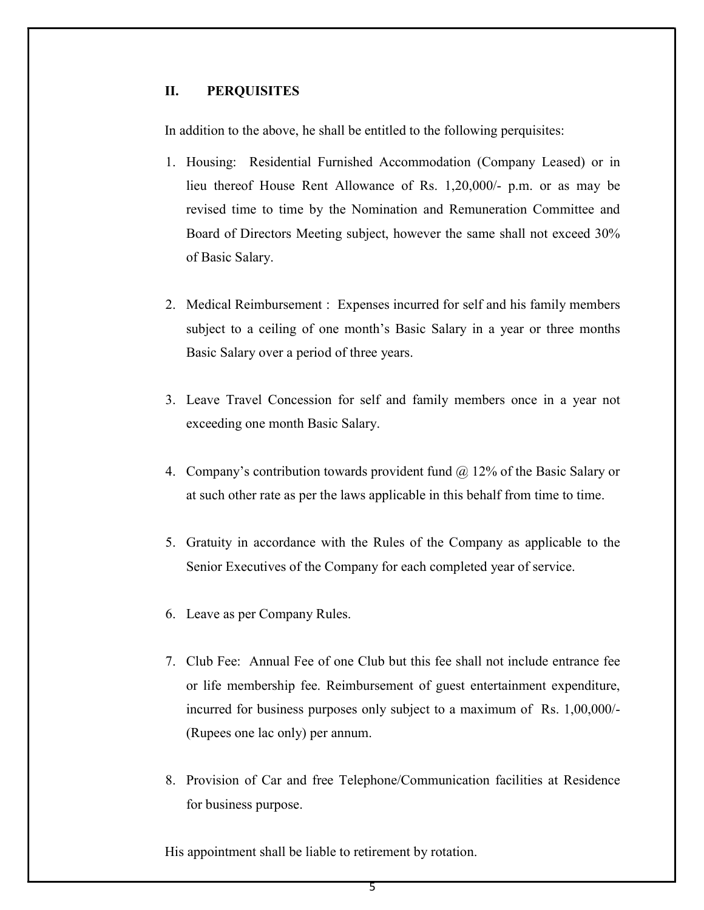## II. PERQUISITES

In addition to the above, he shall be entitled to the following perquisites:

1. Housing: Residential Furnished Accommodation (Company Leased) or in lieu thereof House Rent Allowance of Rs. 1,20,000/- p.m. or as may be revised time to time by the Nomination and Remuneration Committee and Board of Directors Meeting subject, however the same shall not exceed 30% of Basic Salary.

2. Medical Reimbursement : Expenses incurred for self and his family members subject to a ceiling of one month's Basic Salary in a year or three months Basic Salary over a period of three years.

3. Leave Travel Concession for self and family members once in a year not exceeding one month Basic Salary.

4. Company's contribution towards provident fund @ 12% of the Basic Salary or at such other rate as per the laws applicable in this behalf from time to time.

5. Gratuity in accordance with the Rules of the Company as applicable to the Senior Executives of the Company for each completed year of service.

6. Leave as per Company Rules.

7. Club Fee: Annual Fee of one Club but this fee shall not include entrance fee or life membership fee. Reimbursement of guest entertainment expenditure, incurred for business purposes only subject to a maximum of Rs. 1,00,000/- (Rupees one lac only) per annum.

8. Provision of Car and free Telephone/Communication facilities at Residence for business purpose.

His appointment shall be liable to retirement by rotation.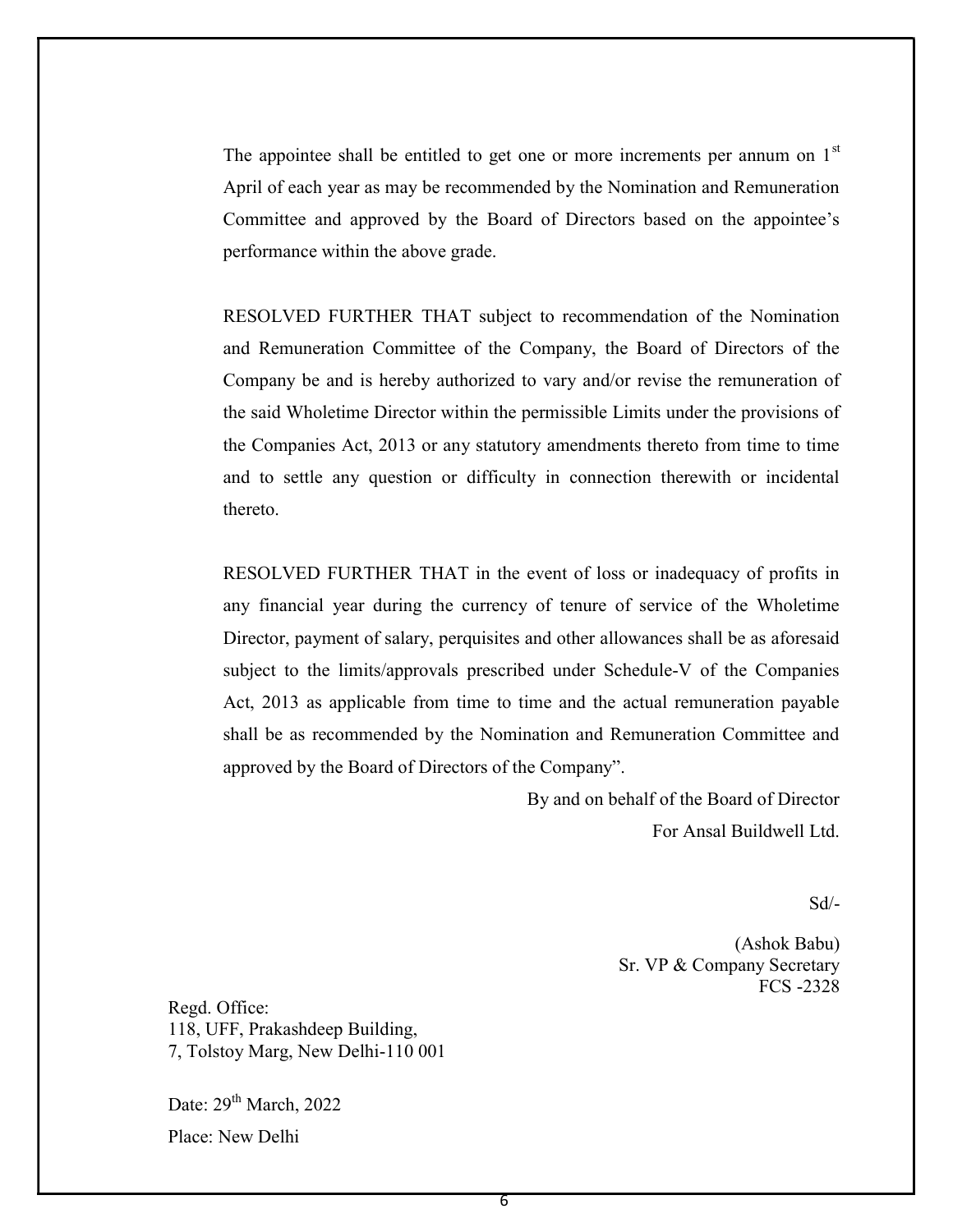The appointee shall be entitled to get one or more increments per annum on 1st April of each year as may be recommended by the Nomination and Remuneration Committee and approved by the Board of Directors based on the appointee's performance within the above grade.

RESOLVED FURTHER THAT subject to recommendation of the Nomination and Remuneration Committee of the Company, the Board of Directors of the Company be and is hereby authorized to vary and/or revise the remuneration of the said Wholetime Director within the permissible Limits under the provisions of the Companies Act, 2013 or any statutory amendments thereto from time to time and to settle any question or difficulty in connection therewith or incidental thereto.

RESOLVED FURTHER THAT in the event of loss or inadequacy of profits in any financial year during the currency of tenure of service of the Wholetime Director, payment of salary, perquisites and other allowances shall be as aforesaid subject to the limits/approvals prescribed under Schedule-V of the Companies Act, 2013 as applicable from time to time and the actual remuneration payable shall be as recommended by the Nomination and Remuneration Committee and approved by the Board of Directors of the Company".

By and on behalf of the Board of Director
For Ansal Buildwell Ltd.

Sd/-

(Ashok Babu)
Sr. VP & Company Secretary
FCS -2328

Regd. Office:
118, UFF, Prakashdeep Building,
7, Tolstoy Marg, New Delhi-110 001

Date: 29th March, 2022

Place: New Delhi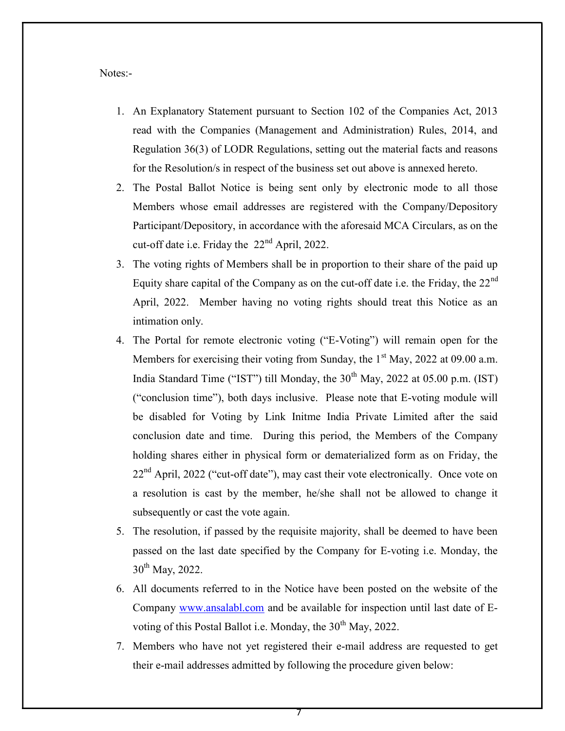Notes:-

1. An Explanatory Statement pursuant to Section 102 of the Companies Act, 2013 read with the Companies (Management and Administration) Rules, 2014, and Regulation 36(3) of LODR Regulations, setting out the material facts and reasons for the Resolution/s in respect of the business set out above is annexed hereto.
2. The Postal Ballot Notice is being sent only by electronic mode to all those Members whose email addresses are registered with the Company/Depository Participant/Depository, in accordance with the aforesaid MCA Circulars, as on the cut-off date i.e. Friday the 22nd April, 2022.
3. The voting rights of Members shall be in proportion to their share of the paid up Equity share capital of the Company as on the cut-off date i.e. the Friday, the 22nd April, 2022. Member having no voting rights should treat this Notice as an intimation only.
4. The Portal for remote electronic voting ("E-Voting") will remain open for the Members for exercising their voting from Sunday, the 1st May, 2022 at 09.00 a.m. India Standard Time ("IST") till Monday, the 30th May, 2022 at 05.00 p.m. (IST) ("conclusion time"), both days inclusive. Please note that E-voting module will be disabled for Voting by Link Initme India Private Limited after the said conclusion date and time. During this period, the Members of the Company holding shares either in physical form or dematerialized form as on Friday, the 22nd April, 2022 ("cut-off date"), may cast their vote electronically. Once vote on a resolution is cast by the member, he/she shall not be allowed to change it subsequently or cast the vote again.
5. The resolution, if passed by the requisite majority, shall be deemed to have been passed on the last date specified by the Company for E-voting i.e. Monday, the 30th May, 2022.
6. All documents referred to in the Notice have been posted on the website of the Company [www.ansalabl.com](http://www.ansalabl.com) and be available for inspection until last date of E-voting of this Postal Ballot i.e. Monday, the 30th May, 2022.
7. Members who have not yet registered their e-mail address are requested to get their e-mail addresses admitted by following the procedure given below: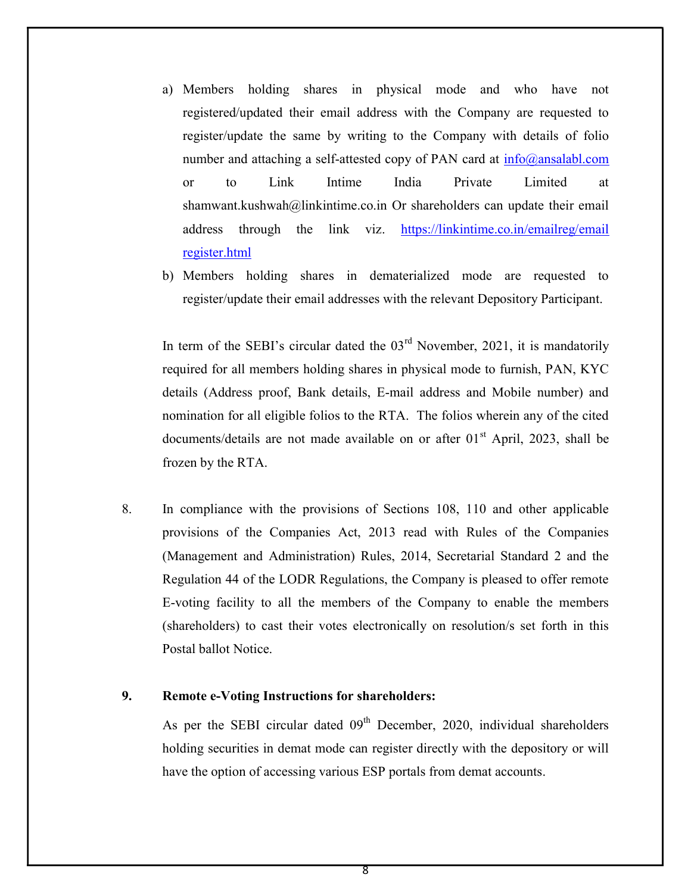a) Members holding shares in physical mode and who have not registered/updated their email address with the Company are requested to register/update the same by writing to the Company with details of folio number and attaching a self-attested copy of PAN card at info@ansalabl.com or to Link Intime India Private Limited at shamwant.kushwah@linkintime.co.in Or shareholders can update their email address through the link viz. https://linkintime.co.in/emailreg/email register.html

b) Members holding shares in dematerialized mode are requested to register/update their email addresses with the relevant Depository Participant.

In term of the SEBI's circular dated the 03rd November, 2021, it is mandatorily required for all members holding shares in physical mode to furnish, PAN, KYC details (Address proof, Bank details, E-mail address and Mobile number) and nomination for all eligible folios to the RTA. The folios wherein any of the cited documents/details are not made available on or after 01st April, 2023, shall be frozen by the RTA.

8. In compliance with the provisions of Sections 108, 110 and other applicable provisions of the Companies Act, 2013 read with Rules of the Companies (Management and Administration) Rules, 2014, Secretarial Standard 2 and the Regulation 44 of the LODR Regulations, the Company is pleased to offer remote E-voting facility to all the members of the Company to enable the members (shareholders) to cast their votes electronically on resolution/s set forth in this Postal ballot Notice.

9. **Remote e-Voting Instructions for shareholders:**

As per the SEBI circular dated 09th December, 2020, individual shareholders holding securities in demat mode can register directly with the depository or will have the option of accessing various ESP portals from demat accounts.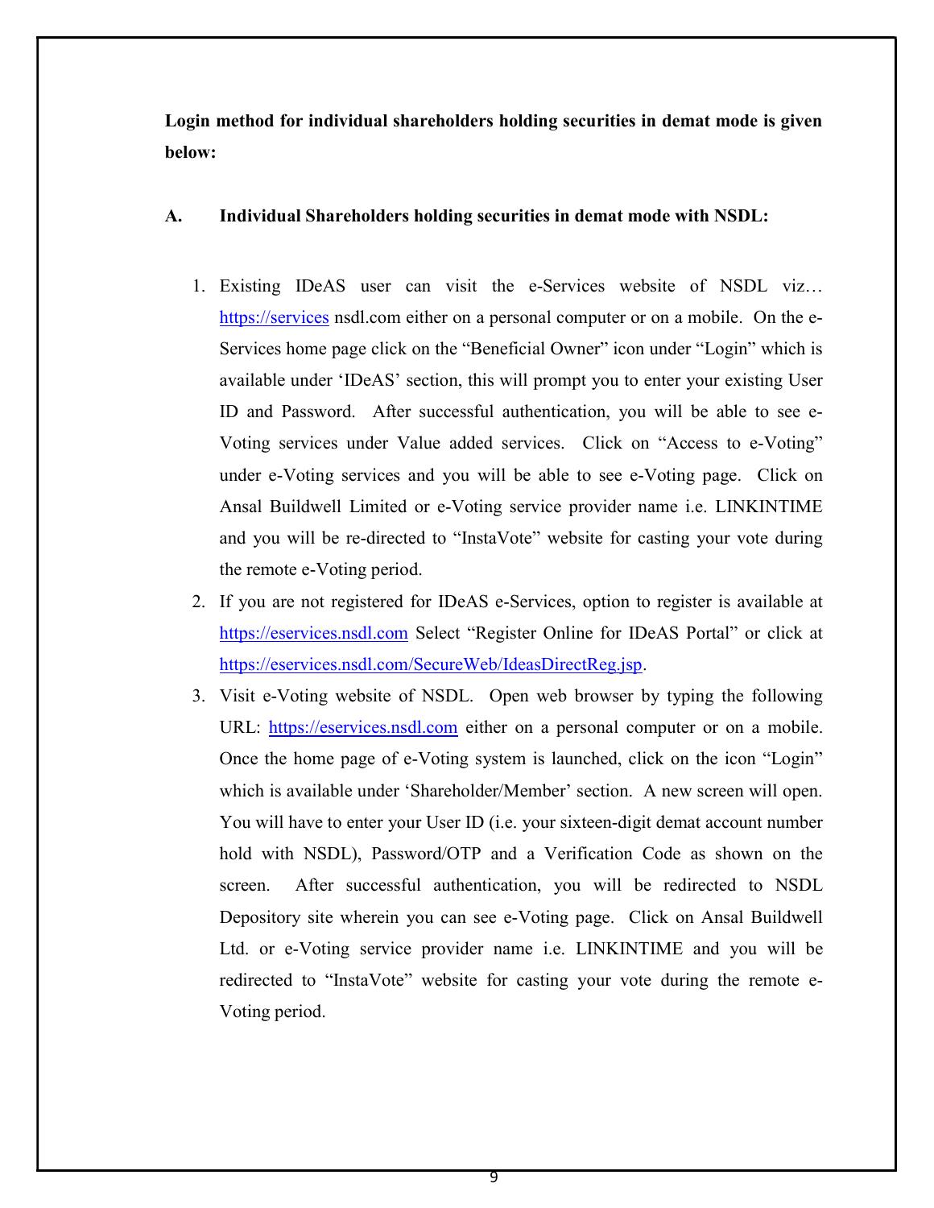**Login method for individual shareholders holding securities in demat mode is given below:**

**A. Individual Shareholders holding securities in demat mode with NSDL:**

1. Existing IDeAS user can visit the e-Services website of NSDL viz… https://services nsdl.com either on a personal computer or on a mobile. On the e-Services home page click on the "Beneficial Owner" icon under "Login" which is available under 'IDeAS' section, this will prompt you to enter your existing User ID and Password. After successful authentication, you will be able to see e-Voting services under Value added services. Click on "Access to e-Voting" under e-Voting services and you will be able to see e-Voting page. Click on Ansal Buildwell Limited or e-Voting service provider name i.e. LINKINTIME and you will be re-directed to "InstaVote" website for casting your vote during the remote e-Voting period.
2. If you are not registered for IDeAS e-Services, option to register is available at https://eservices.nsdl.com Select "Register Online for IDeAS Portal" or click at https://eservices.nsdl.com/SecureWeb/IdeasDirectReg.jsp.
3. Visit e-Voting website of NSDL. Open web browser by typing the following URL: https://eservices.nsdl.com either on a personal computer or on a mobile. Once the home page of e-Voting system is launched, click on the icon "Login" which is available under 'Shareholder/Member' section. A new screen will open. You will have to enter your User ID (i.e. your sixteen-digit demat account number hold with NSDL), Password/OTP and a Verification Code as shown on the screen. After successful authentication, you will be redirected to NSDL Depository site wherein you can see e-Voting page. Click on Ansal Buildwell Ltd. or e-Voting service provider name i.e. LINKINTIME and you will be redirected to "InstaVote" website for casting your vote during the remote e-Voting period.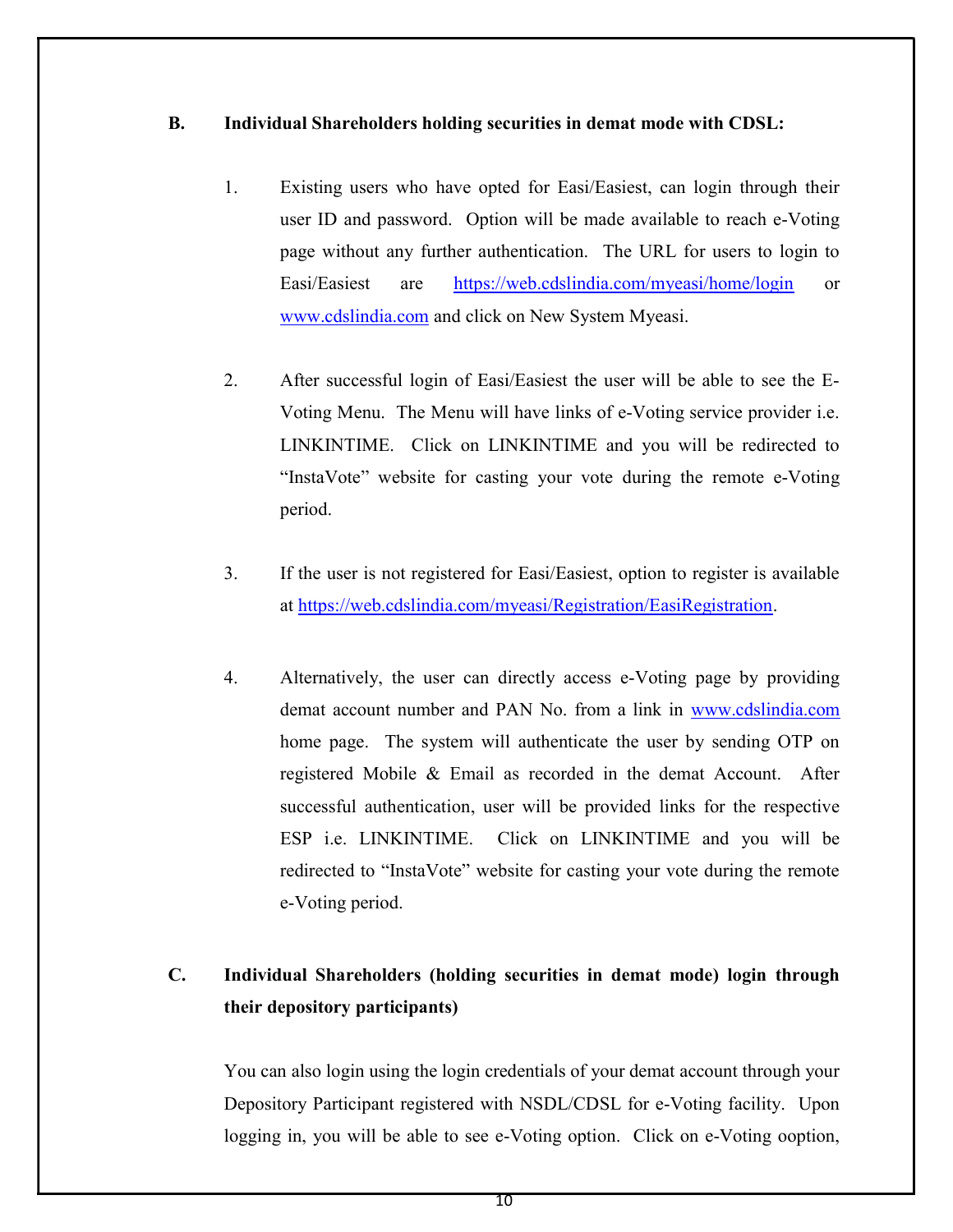**B. Individual Shareholders holding securities in demat mode with CDSL:**

1. Existing users who have opted for Easi/Easiest, can login through their user ID and password. Option will be made available to reach e-Voting page without any further authentication. The URL for users to login to Easi/Easiest are https://web.cdslindia.com/myeasi/home/login or www.cdslindia.com and click on New System Myeasi.

2. After successful login of Easi/Easiest the user will be able to see the E-Voting Menu. The Menu will have links of e-Voting service provider i.e. LINKINTIME. Click on LINKINTIME and you will be redirected to "InstaVote" website for casting your vote during the remote e-Voting period.

3. If the user is not registered for Easi/Easiest, option to register is available at https://web.cdslindia.com/myeasi/Registration/EasiRegistration.

4. Alternatively, the user can directly access e-Voting page by providing demat account number and PAN No. from a link in www.cdslindia.com home page. The system will authenticate the user by sending OTP on registered Mobile & Email as recorded in the demat Account. After successful authentication, user will be provided links for the respective ESP i.e. LINKINTIME. Click on LINKINTIME and you will be redirected to "InstaVote" website for casting your vote during the remote e-Voting period.

**C. Individual Shareholders (holding securities in demat mode) login through their depository participants)**

You can also login using the login credentials of your demat account through your Depository Participant registered with NSDL/CDSL for e-Voting facility. Upon logging in, you will be able to see e-Voting option. Click on e-Voting ooption,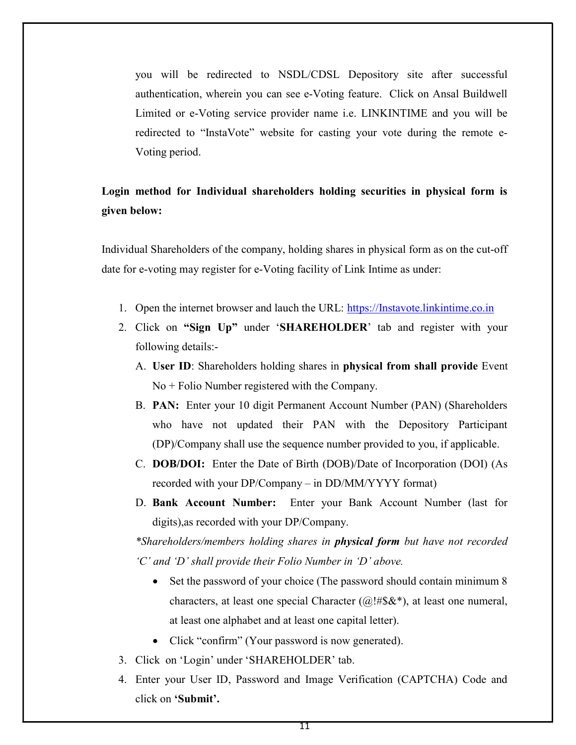you will be redirected to NSDL/CDSL Depository site after successful authentication, wherein you can see e-Voting feature. Click on Ansal Buildwell Limited or e-Voting service provider name i.e. LINKINTIME and you will be redirected to "InstaVote" website for casting your vote during the remote e-Voting period.

**Login method for Individual shareholders holding securities in physical form is given below:**

Individual Shareholders of the company, holding shares in physical form as on the cut-off date for e-voting may register for e-Voting facility of Link Intime as under:

1. Open the internet browser and lauch the URL: https://Instavote.linkintime.co.in
2. Click on **"Sign Up"** under '**SHAREHOLDER**' tab and register with your following details:-
   A. **User ID**: Shareholders holding shares in **physical from shall provide** Event No + Folio Number registered with the Company.
   B. **PAN:** Enter your 10 digit Permanent Account Number (PAN) (Shareholders who have not updated their PAN with the Depository Participant (DP)/Company shall use the sequence number provided to you, if applicable.
   C. **DOB/DOI:** Enter the Date of Birth (DOB)/Date of Incorporation (DOI) (As recorded with your DP/Company – in DD/MM/YYYY format)
   D. **Bank Account Number:** Enter your Bank Account Number (last for digits),as recorded with your DP/Company.

   *\*Shareholders/members holding shares in **physical form** but have not recorded 'C' and 'D' shall provide their Folio Number in 'D' above.*

   - Set the password of your choice (The password should contain minimum 8 characters, at least one special Character (@!#$&*), at least one numeral, at least one alphabet and at least one capital letter).
   - Click "confirm" (Your password is now generated).
3. Click on 'Login' under 'SHAREHOLDER' tab.
4. Enter your User ID, Password and Image Verification (CAPTCHA) Code and click on **'Submit'.**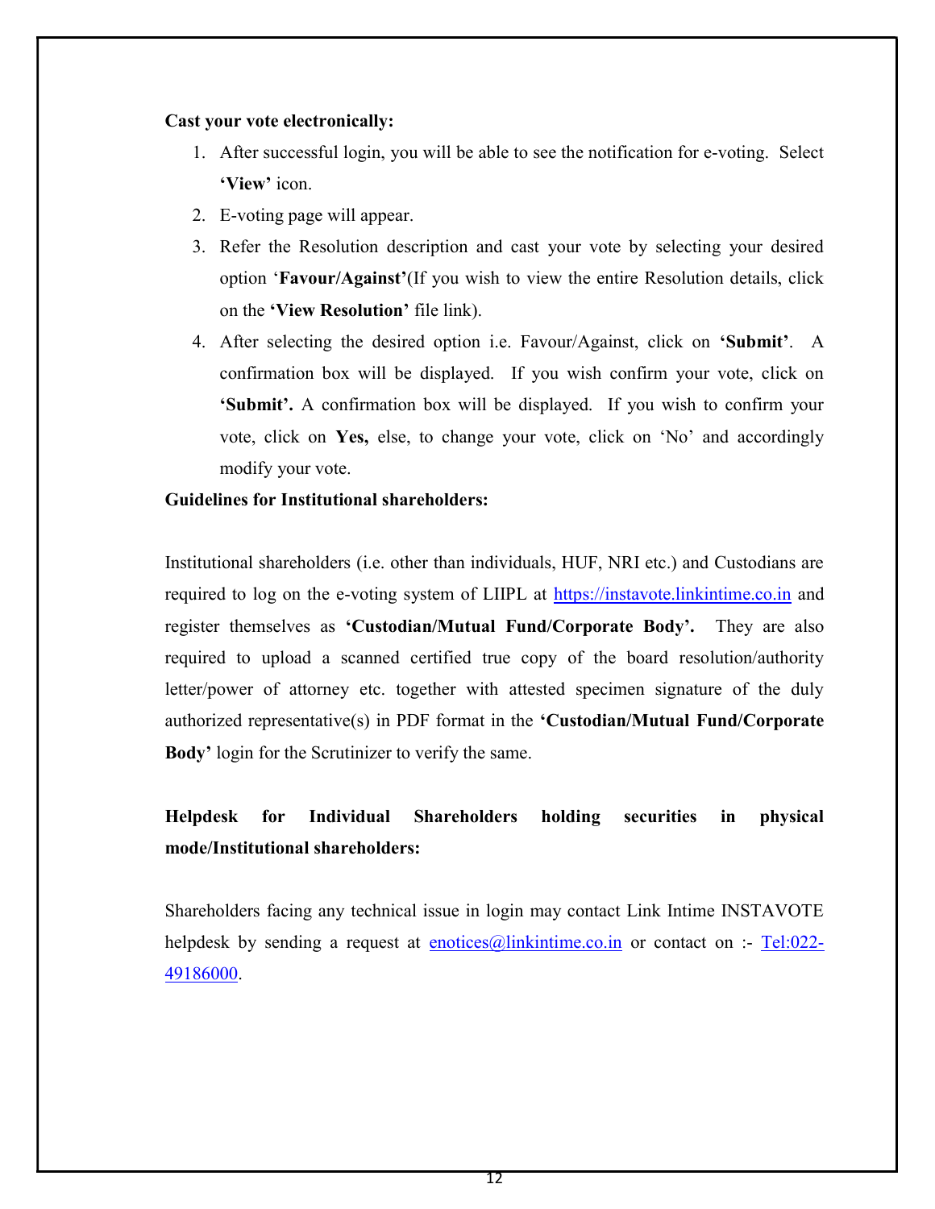**Cast your vote electronically:**

1. After successful login, you will be able to see the notification for e-voting. Select **'View'** icon.
2. E-voting page will appear.
3. Refer the Resolution description and cast your vote by selecting your desired option '**Favour/Against'**(If you wish to view the entire Resolution details, click on the **'View Resolution'** file link).
4. After selecting the desired option i.e. Favour/Against, click on **'Submit'**. A confirmation box will be displayed. If you wish confirm your vote, click on **'Submit'.** A confirmation box will be displayed. If you wish to confirm your vote, click on **Yes,** else, to change your vote, click on 'No' and accordingly modify your vote.

**Guidelines for Institutional shareholders:**

Institutional shareholders (i.e. other than individuals, HUF, NRI etc.) and Custodians are required to log on the e-voting system of LIIPL at https://instavote.linkintime.co.in and register themselves as **'Custodian/Mutual Fund/Corporate Body'.** They are also required to upload a scanned certified true copy of the board resolution/authority letter/power of attorney etc. together with attested specimen signature of the duly authorized representative(s) in PDF format in the **'Custodian/Mutual Fund/Corporate Body'** login for the Scrutinizer to verify the same.

**Helpdesk for Individual Shareholders holding securities in physical mode/Institutional shareholders:**

Shareholders facing any technical issue in login may contact Link Intime INSTAVOTE helpdesk by sending a request at enotices@linkintime.co.in or contact on :- Tel:022-49186000.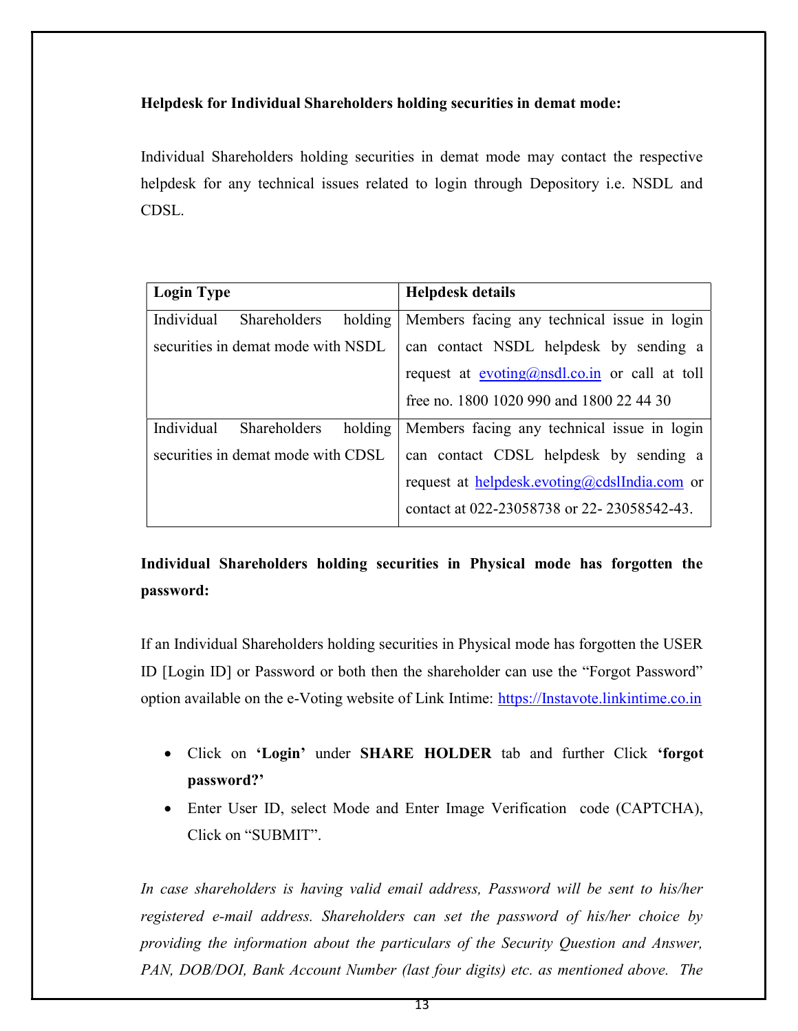**Helpdesk for Individual Shareholders holding securities in demat mode:**

Individual Shareholders holding securities in demat mode may contact the respective helpdesk for any technical issues related to login through Depository i.e. NSDL and CDSL.

| Login Type | Helpdesk details |
|---|---|
| Individual Shareholders holding securities in demat mode with NSDL | Members facing any technical issue in login can contact NSDL helpdesk by sending a request at evoting@nsdl.co.in or call at toll free no. 1800 1020 990 and 1800 22 44 30 |
| Individual Shareholders holding securities in demat mode with CDSL | Members facing any technical issue in login can contact CDSL helpdesk by sending a request at helpdesk.evoting@cdslIndia.com or contact at 022-23058738 or 22- 23058542-43. |

**Individual Shareholders holding securities in Physical mode has forgotten the password:**

If an Individual Shareholders holding securities in Physical mode has forgotten the USER ID [Login ID] or Password or both then the shareholder can use the "Forgot Password" option available on the e-Voting website of Link Intime: https://Instavote.linkintime.co.in

- Click on **'Login'** under **SHARE HOLDER** tab and further Click **'forgot password?'**
- Enter User ID, select Mode and Enter Image Verification code (CAPTCHA), Click on "SUBMIT".

*In case shareholders is having valid email address, Password will be sent to his/her registered e-mail address. Shareholders can set the password of his/her choice by providing the information about the particulars of the Security Question and Answer, PAN, DOB/DOI, Bank Account Number (last four digits) etc. as mentioned above. The*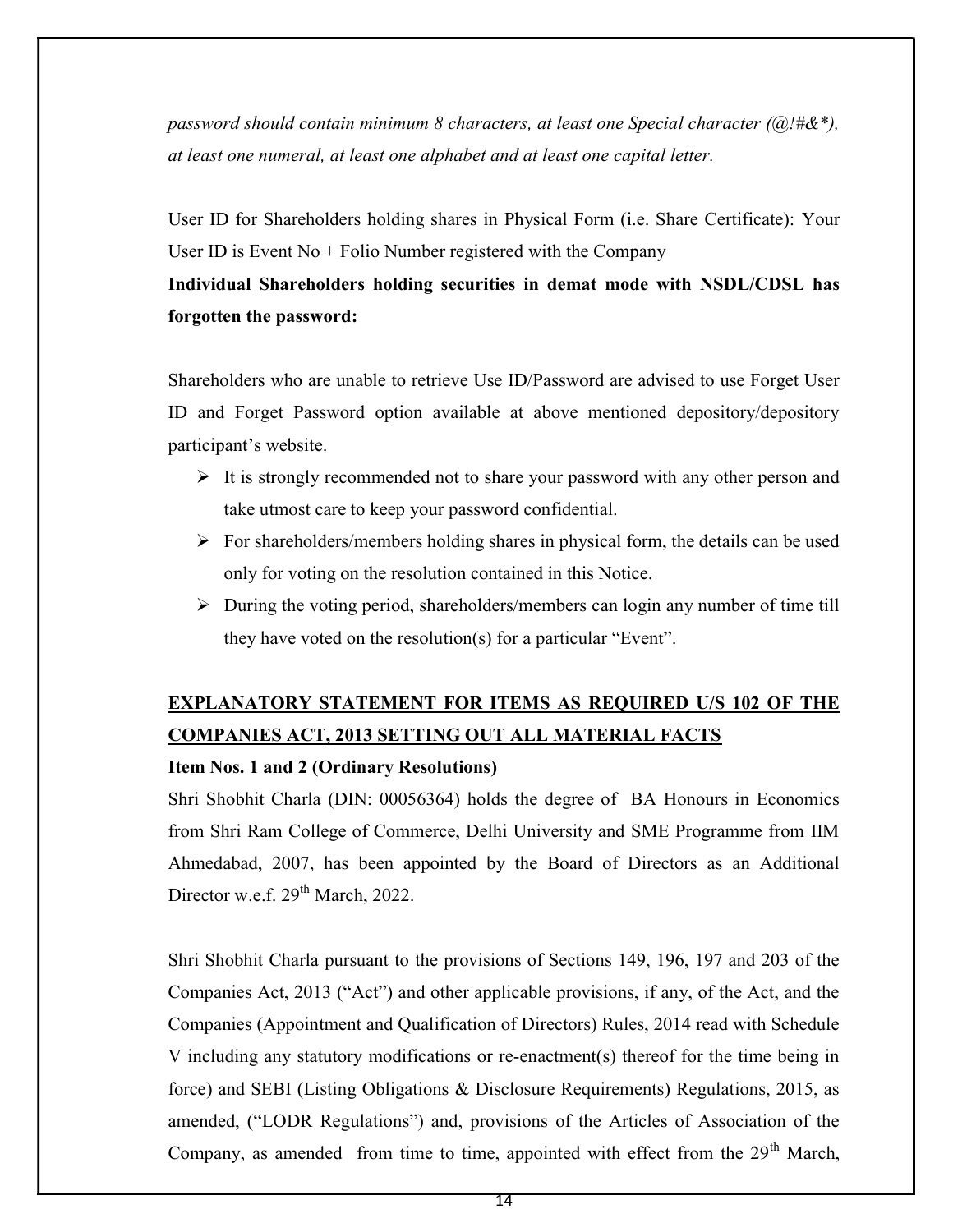*password should contain minimum 8 characters, at least one Special character (@!#&*), at least one numeral, at least one alphabet and at least one capital letter.*

<u>User ID for Shareholders holding shares in Physical Form (i.e. Share Certificate):</u> Your User ID is Event No + Folio Number registered with the Company

**Individual Shareholders holding securities in demat mode with NSDL/CDSL has forgotten the password:**

Shareholders who are unable to retrieve Use ID/Password are advised to use Forget User ID and Forget Password option available at above mentioned depository/depository participant's website.

- It is strongly recommended not to share your password with any other person and take utmost care to keep your password confidential.
- For shareholders/members holding shares in physical form, the details can be used only for voting on the resolution contained in this Notice.
- During the voting period, shareholders/members can login any number of time till they have voted on the resolution(s) for a particular "Event".

## EXPLANATORY STATEMENT FOR ITEMS AS REQUIRED U/S 102 OF THE COMPANIES ACT, 2013 SETTING OUT ALL MATERIAL FACTS

**Item Nos. 1 and 2 (Ordinary Resolutions)**

Shri Shobhit Charla (DIN: 00056364) holds the degree of BA Honours in Economics from Shri Ram College of Commerce, Delhi University and SME Programme from IIM Ahmedabad, 2007, has been appointed by the Board of Directors as an Additional Director w.e.f. 29th March, 2022.

Shri Shobhit Charla pursuant to the provisions of Sections 149, 196, 197 and 203 of the Companies Act, 2013 ("Act") and other applicable provisions, if any, of the Act, and the Companies (Appointment and Qualification of Directors) Rules, 2014 read with Schedule V including any statutory modifications or re-enactment(s) thereof for the time being in force) and SEBI (Listing Obligations & Disclosure Requirements) Regulations, 2015, as amended, ("LODR Regulations") and, provisions of the Articles of Association of the Company, as amended from time to time, appointed with effect from the 29th March,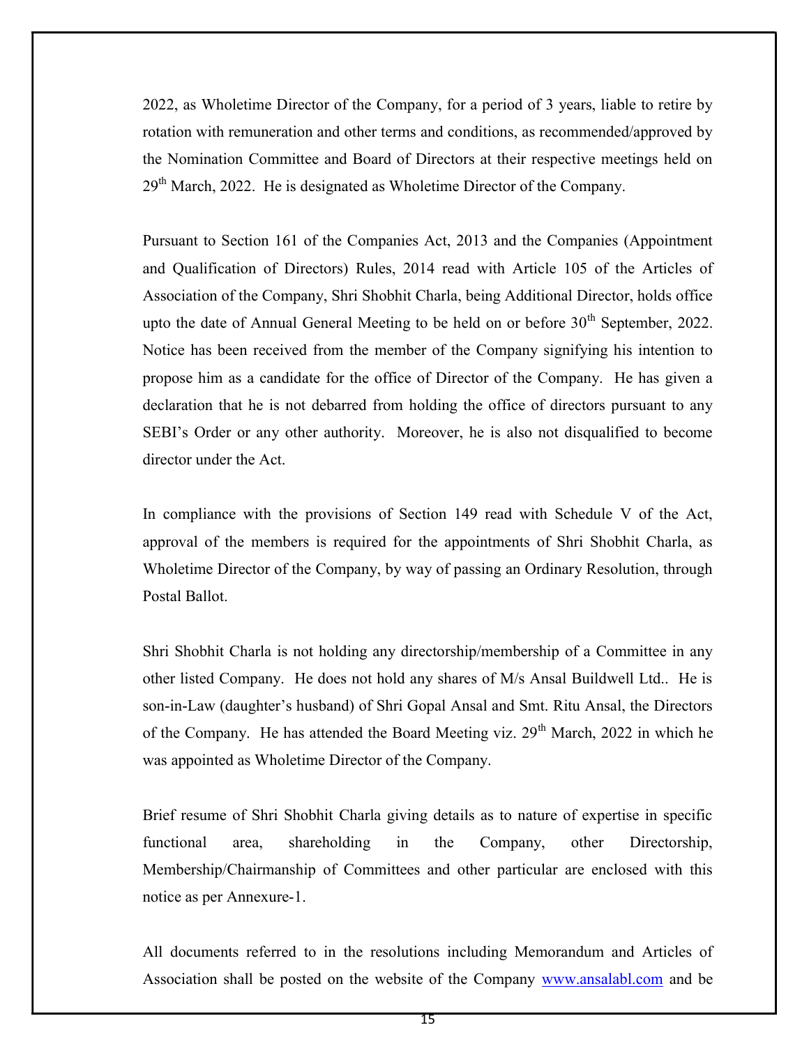2022, as Wholetime Director of the Company, for a period of 3 years, liable to retire by rotation with remuneration and other terms and conditions, as recommended/approved by the Nomination Committee and Board of Directors at their respective meetings held on 29th March, 2022. He is designated as Wholetime Director of the Company.

Pursuant to Section 161 of the Companies Act, 2013 and the Companies (Appointment and Qualification of Directors) Rules, 2014 read with Article 105 of the Articles of Association of the Company, Shri Shobhit Charla, being Additional Director, holds office upto the date of Annual General Meeting to be held on or before 30th September, 2022. Notice has been received from the member of the Company signifying his intention to propose him as a candidate for the office of Director of the Company. He has given a declaration that he is not debarred from holding the office of directors pursuant to any SEBI's Order or any other authority. Moreover, he is also not disqualified to become director under the Act.

In compliance with the provisions of Section 149 read with Schedule V of the Act, approval of the members is required for the appointments of Shri Shobhit Charla, as Wholetime Director of the Company, by way of passing an Ordinary Resolution, through Postal Ballot.

Shri Shobhit Charla is not holding any directorship/membership of a Committee in any other listed Company. He does not hold any shares of M/s Ansal Buildwell Ltd.. He is son-in-Law (daughter's husband) of Shri Gopal Ansal and Smt. Ritu Ansal, the Directors of the Company. He has attended the Board Meeting viz. 29th March, 2022 in which he was appointed as Wholetime Director of the Company.

Brief resume of Shri Shobhit Charla giving details as to nature of expertise in specific functional area, shareholding in the Company, other Directorship, Membership/Chairmanship of Committees and other particular are enclosed with this notice as per Annexure-1.

All documents referred to in the resolutions including Memorandum and Articles of Association shall be posted on the website of the Company www.ansalabl.com and be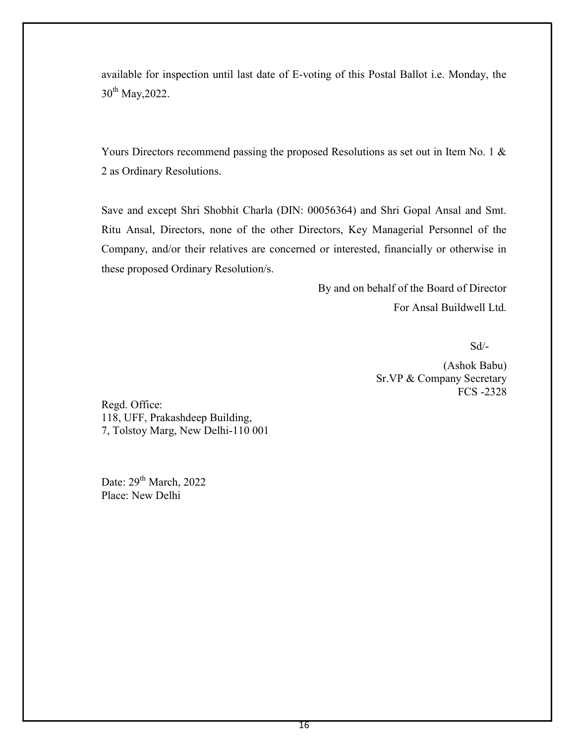available for inspection until last date of E-voting of this Postal Ballot i.e. Monday, the 30th May,2022.

Yours Directors recommend passing the proposed Resolutions as set out in Item No. 1 & 2 as Ordinary Resolutions.

Save and except Shri Shobhit Charla (DIN: 00056364) and Shri Gopal Ansal and Smt. Ritu Ansal, Directors, none of the other Directors, Key Managerial Personnel of the Company, and/or their relatives are concerned or interested, financially or otherwise in these proposed Ordinary Resolution/s.

By and on behalf of the Board of Director
For Ansal Buildwell Ltd.

Sd/-

(Ashok Babu)
Sr.VP & Company Secretary
FCS -2328

Regd. Office:
118, UFF, Prakashdeep Building,
7, Tolstoy Marg, New Delhi-110 001

Date: 29th March, 2022
Place: New Delhi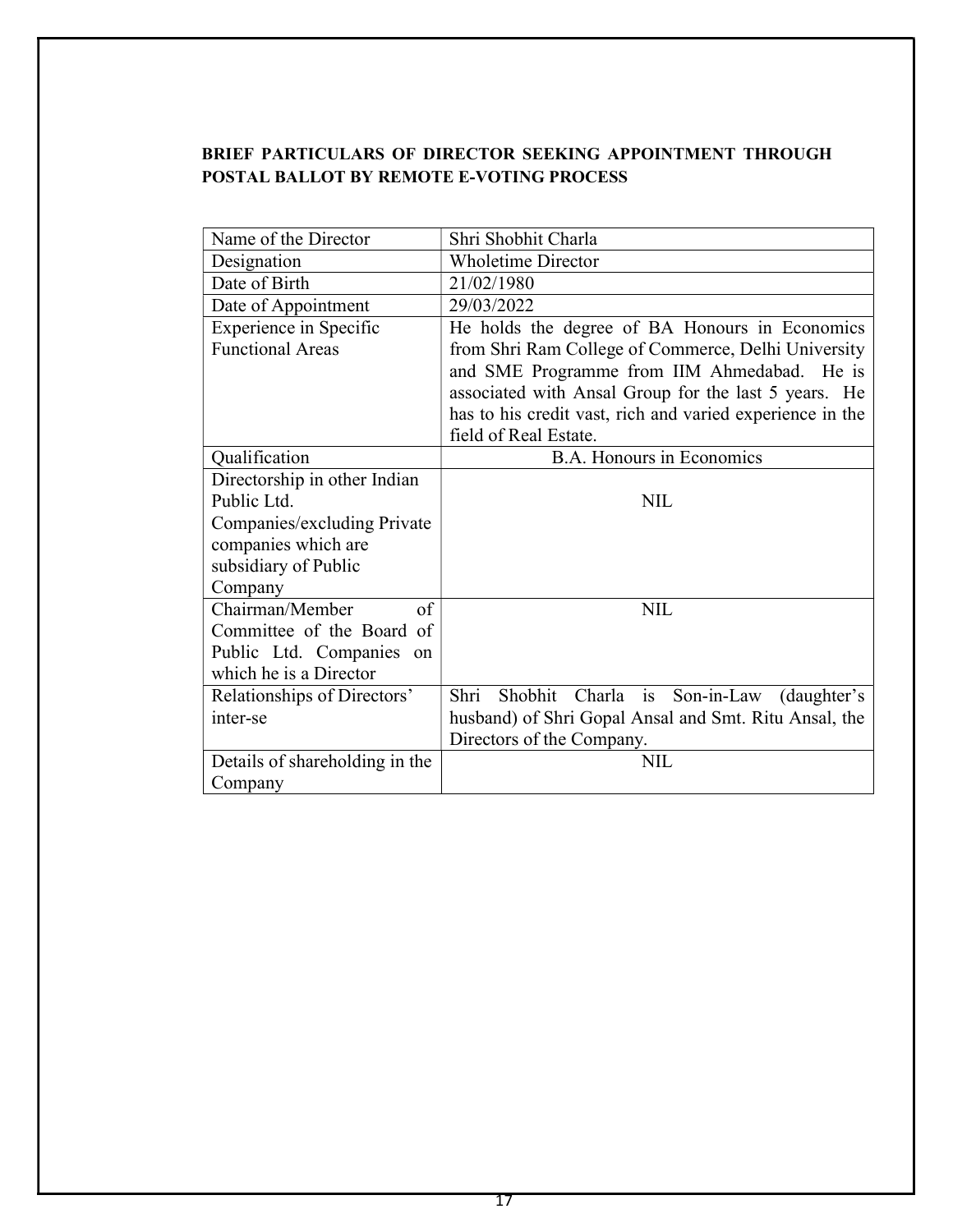**BRIEF PARTICULARS OF DIRECTOR SEEKING APPOINTMENT THROUGH POSTAL BALLOT BY REMOTE E-VOTING PROCESS**

| | |
|---|---|
| Name of the Director | Shri Shobhit Charla |
| Designation | Wholetime Director |
| Date of Birth | 21/02/1980 |
| Date of Appointment | 29/03/2022 |
| Experience in Specific Functional Areas | He holds the degree of BA Honours in Economics from Shri Ram College of Commerce, Delhi University and SME Programme from IIM Ahmedabad. He is associated with Ansal Group for the last 5 years. He has to his credit vast, rich and varied experience in the field of Real Estate. |
| Qualification | B.A. Honours in Economics |
| Directorship in other Indian Public Ltd. Companies/excluding Private companies which are subsidiary of Public Company | NIL |
| Chairman/Member of Committee of the Board of Public Ltd. Companies on which he is a Director | NIL |
| Relationships of Directors' inter-se | Shri Shobhit Charla is Son-in-Law (daughter's husband) of Shri Gopal Ansal and Smt. Ritu Ansal, the Directors of the Company. |
| Details of shareholding in the Company | NIL |